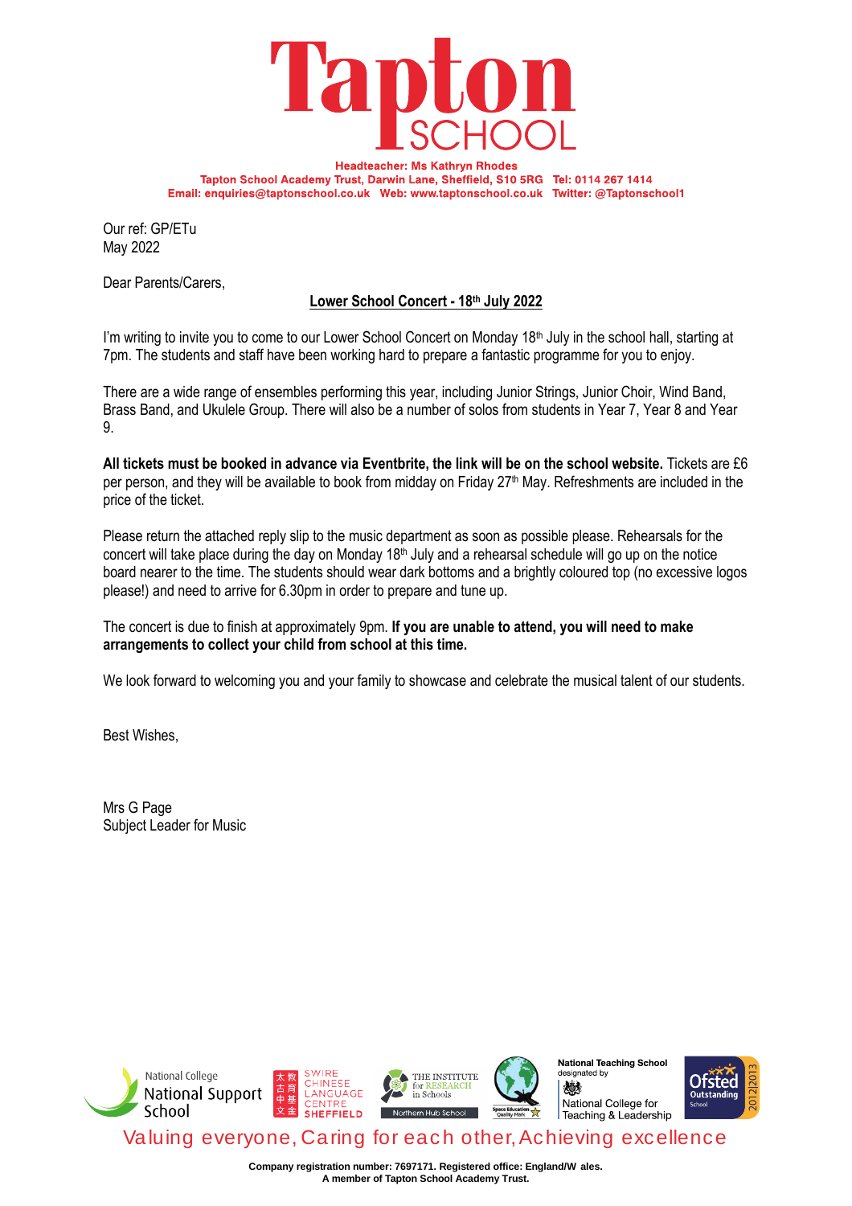# Tapton SCHOOL

**Headteacher: Ms Kathryn Rhodes**
**Tapton School Academy Trust, Darwin Lane, Sheffield, S10 5RG Tel: 0114 267 1414**
**Email: enquiries@taptonschool.co.uk Web: www.taptonschool.co.uk Twitter: @Taptonschool1**

Our ref: GP/ETu
May 2022

Dear Parents/Carers,

**Lower School Concert - 18th July 2022**

I'm writing to invite you to come to our Lower School Concert on Monday 18th July in the school hall, starting at 7pm. The students and staff have been working hard to prepare a fantastic programme for you to enjoy.

There are a wide range of ensembles performing this year, including Junior Strings, Junior Choir, Wind Band, Brass Band, and Ukulele Group. There will also be a number of solos from students in Year 7, Year 8 and Year 9.

**All tickets must be booked in advance via Eventbrite, the link will be on the school website.** Tickets are £6 per person, and they will be available to book from midday on Friday 27th May. Refreshments are included in the price of the ticket.

Please return the attached reply slip to the music department as soon as possible please. Rehearsals for the concert will take place during the day on Monday 18th July and a rehearsal schedule will go up on the notice board nearer to the time. The students should wear dark bottoms and a brightly coloured top (no excessive logos please!) and need to arrive for 6.30pm in order to prepare and tune up.

The concert is due to finish at approximately 9pm. **If you are unable to attend, you will need to make arrangements to collect your child from school at this time.**

We look forward to welcoming you and your family to showcase and celebrate the musical talent of our students.

Best Wishes,

Mrs G Page
Subject Leader for Music

National College National Support School | 太教古育中基文金 SWIRE CHINESE LANGUAGE CENTRE SHEFFIELD | THE INSTITUTE for RESEARCH in Schools Northern Hub School | Space Education Quality Mark | National Teaching School designated by National College for Teaching & Leadership | Ofsted Outstanding School 2012|2013

Valuing everyone, Caring for each other, Achieving excellence

**Company registration number: 7697171. Registered office: England/W ales.**
**A member of Tapton School Academy Trust.**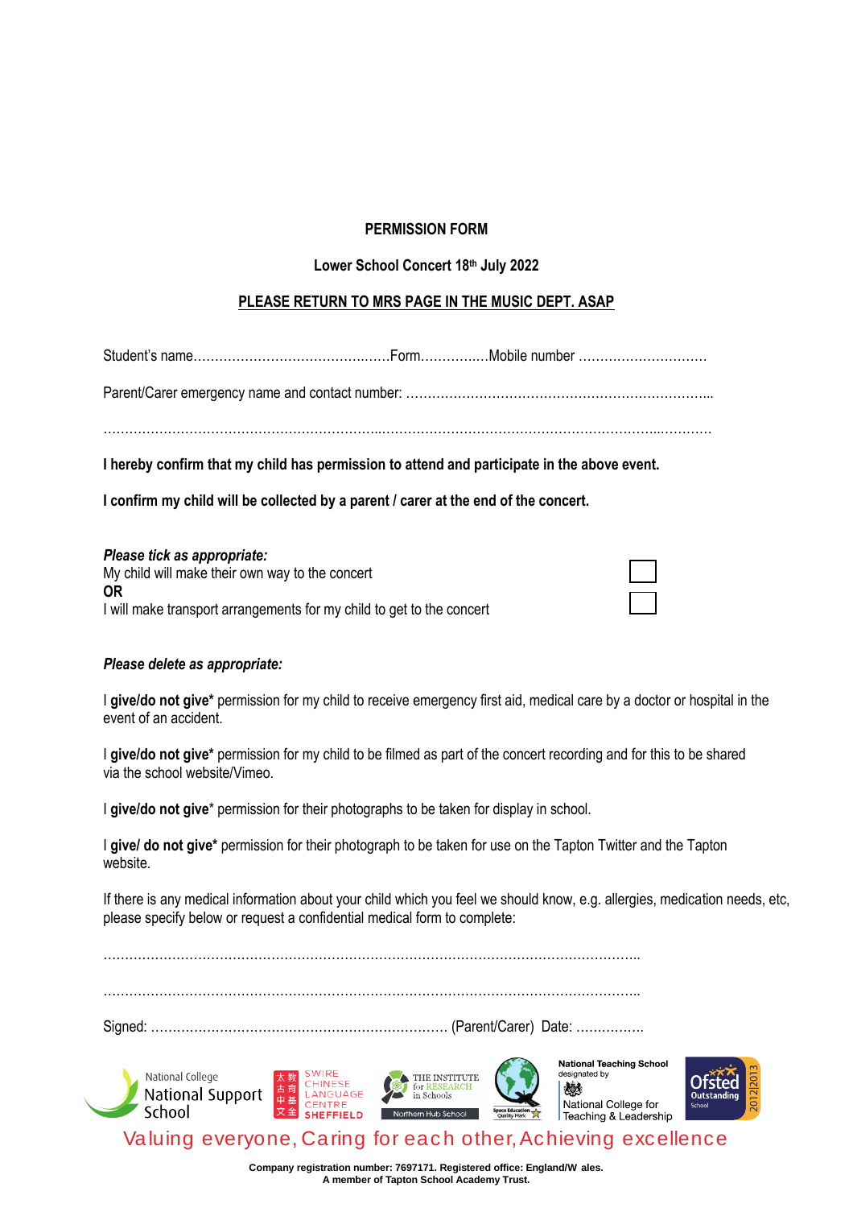**PERMISSION FORM**

**Lower School Concert 18th July 2022**

**PLEASE RETURN TO MRS PAGE IN THE MUSIC DEPT. ASAP**

Student's name……………………………………….……Form…………..…Mobile number …………………………

Parent/Carer emergency name and contact number: ……………………………………………………………...

……………………………………………………...…………………………………………………...…………

**I hereby confirm that my child has permission to attend and participate in the above event.**

**I confirm my child will be collected by a parent / carer at the end of the concert.**

***Please tick as appropriate:***

My child will make their own way to the concert ☐

**OR**

I will make transport arrangements for my child to get to the concert ☐

***Please delete as appropriate:***

I **give/do not give*** permission for my child to receive emergency first aid, medical care by a doctor or hospital in the event of an accident.

I **give/do not give*** permission for my child to be filmed as part of the concert recording and for this to be shared via the school website/Vimeo.

I **give/do not give*** permission for their photographs to be taken for display in school.

I **give/ do not give*** permission for their photograph to be taken for use on the Tapton Twitter and the Tapton website.

If there is any medical information about your child which you feel we should know, e.g. allergies, medication needs, etc, please specify below or request a confidential medical form to complete:

……………………………………………………………………………………………………………..

……………………………………………………………………………………………………………..

Signed: …………………………………………………………… (Parent/Carer) Date: …………….

National College National Support School | SWIRE CHINESE LANGUAGE CENTRE SHEFFIELD | THE INSTITUTE for RESEARCH in Schools Northern Hub School | Space Education Quality Mark | National Teaching School designated by National College for Teaching & Leadership | Ofsted Outstanding School 2012|2013

Valuing everyone, Caring for each other, Achieving excellence

**Company registration number: 7697171. Registered office: England/W ales.**
**A member of Tapton School Academy Trust.**